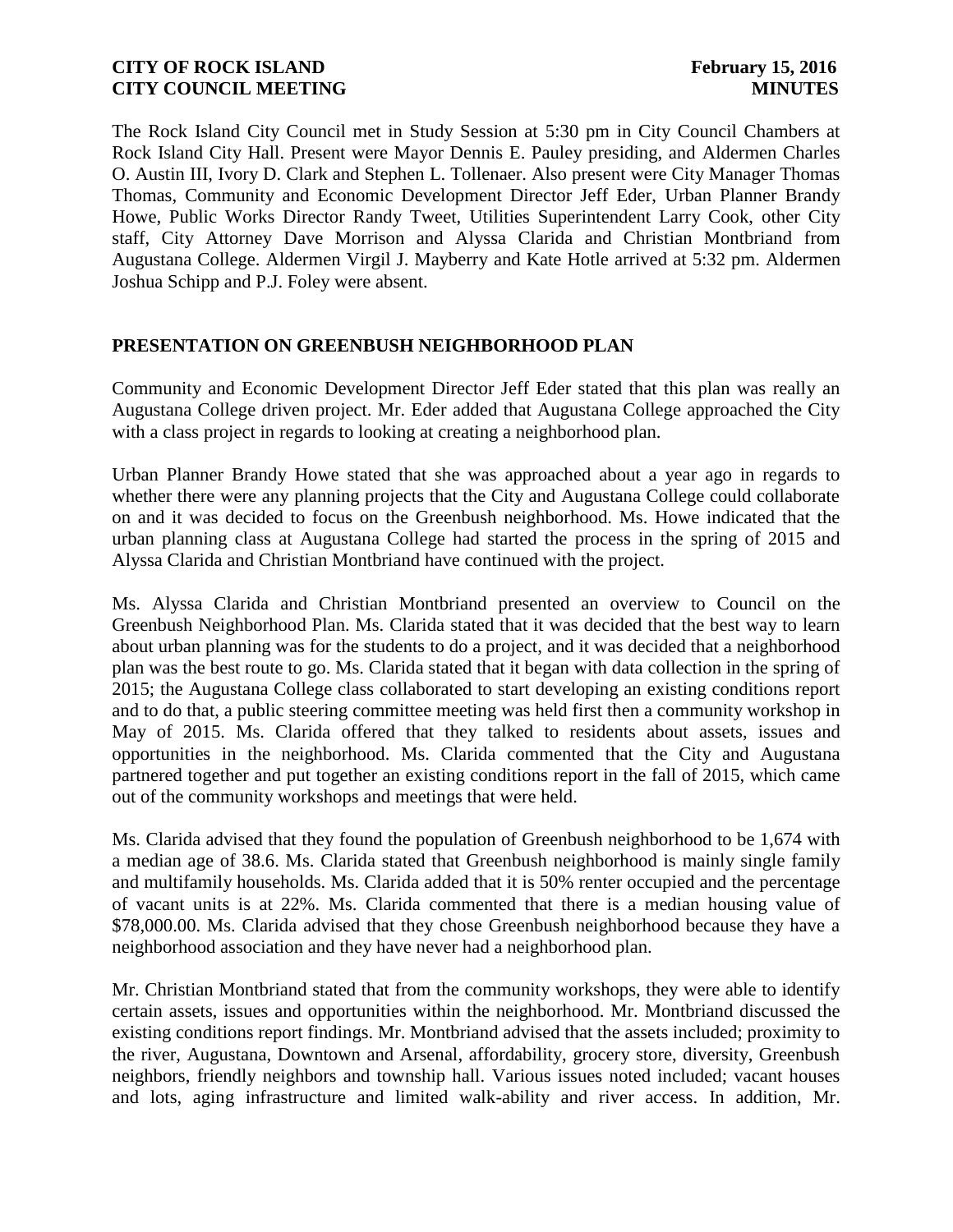The Rock Island City Council met in Study Session at 5:30 pm in City Council Chambers at Rock Island City Hall. Present were Mayor Dennis E. Pauley presiding, and Aldermen Charles O. Austin III, Ivory D. Clark and Stephen L. Tollenaer. Also present were City Manager Thomas Thomas, Community and Economic Development Director Jeff Eder, Urban Planner Brandy Howe, Public Works Director Randy Tweet, Utilities Superintendent Larry Cook, other City staff, City Attorney Dave Morrison and Alyssa Clarida and Christian Montbriand from Augustana College. Aldermen Virgil J. Mayberry and Kate Hotle arrived at 5:32 pm. Aldermen Joshua Schipp and P.J. Foley were absent.

## PRESENTATION ON GREENBUSH NEIGHBORHOOD PLAN

Community and Economic Development Director Jeff Eder stated that this plan was really an Augustana College driven project. Mr. Eder added that Augustana College approached the City with a class project in regards to looking at creating a neighborhood plan.

Urban Planner Brandy Howe stated that she was approached about a year ago in regards to whether there were any planning projects that the City and Augustana College could collaborate on and it was decided to focus on the Greenbush neighborhood. Ms. Howe indicated that the urban planning class at Augustana College had started the process in the spring of 2015 and Alyssa Clarida and Christian Montbriand have continued with the project.

Ms. Alyssa Clarida and Christian Montbriand presented an overview to Council on the Greenbush Neighborhood Plan. Ms. Clarida stated that it was decided that the best way to learn about urban planning was for the students to do a project, and it was decided that a neighborhood plan was the best route to go. Ms. Clarida stated that it began with data collection in the spring of 2015; the Augustana College class collaborated to start developing an existing conditions report and to do that, a public steering committee meeting was held first then a community workshop in May of 2015. Ms. Clarida offered that they talked to residents about assets, issues and opportunities in the neighborhood. Ms. Clarida commented that the City and Augustana partnered together and put together an existing conditions report in the fall of 2015, which came out of the community workshops and meetings that were held.

Ms. Clarida advised that they found the population of Greenbush neighborhood to be 1,674 with a median age of 38.6. Ms. Clarida stated that Greenbush neighborhood is mainly single family and multifamily households. Ms. Clarida added that it is 50% renter occupied and the percentage of vacant units is at 22%. Ms. Clarida commented that there is a median housing value of $78,000.00. Ms. Clarida advised that they chose Greenbush neighborhood because they have a neighborhood association and they have never had a neighborhood plan.

Mr. Christian Montbriand stated that from the community workshops, they were able to identify certain assets, issues and opportunities within the neighborhood. Mr. Montbriand discussed the existing conditions report findings. Mr. Montbriand advised that the assets included; proximity to the river, Augustana, Downtown and Arsenal, affordability, grocery store, diversity, Greenbush neighbors, friendly neighbors and township hall. Various issues noted included; vacant houses and lots, aging infrastructure and limited walk-ability and river access. In addition, Mr.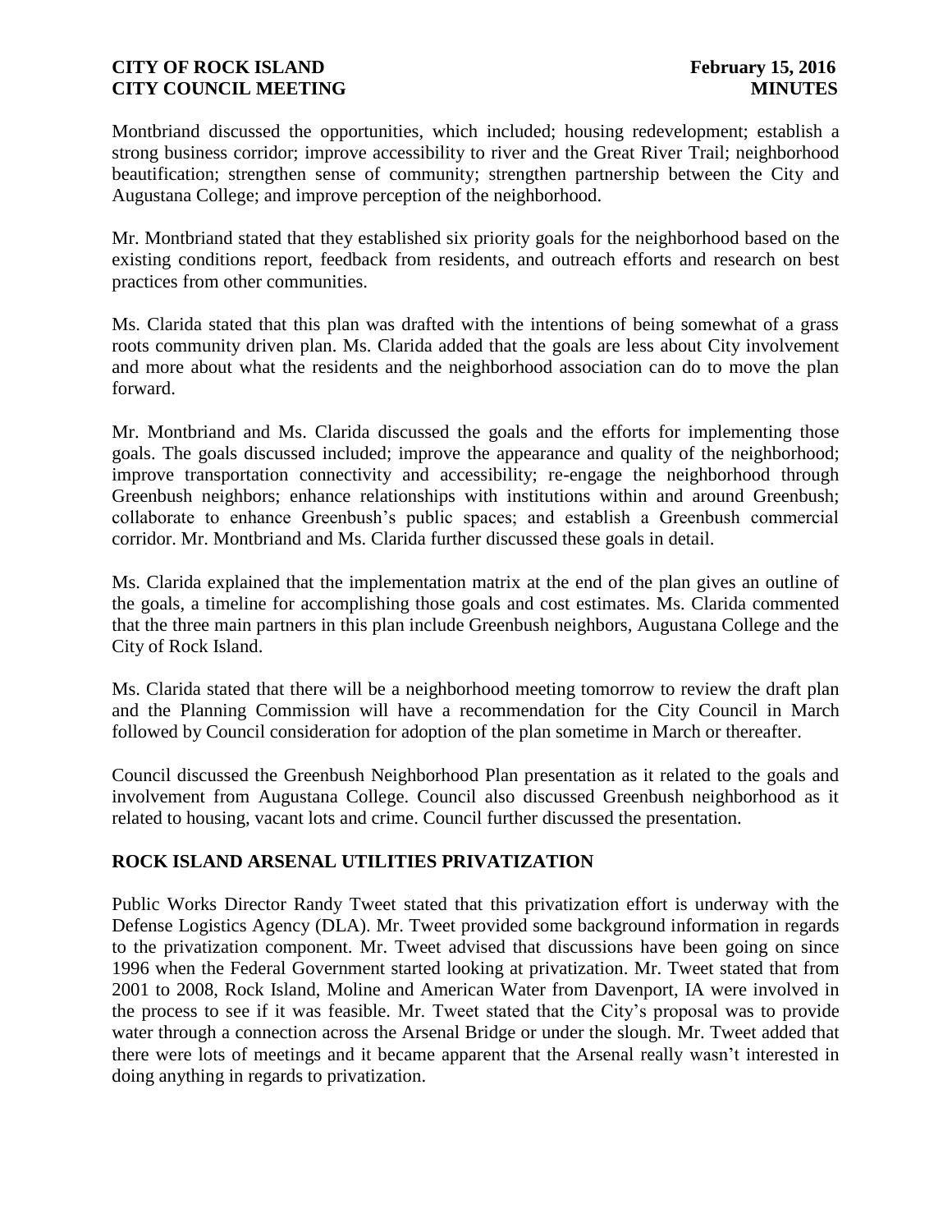Montbriand discussed the opportunities, which included; housing redevelopment; establish a strong business corridor; improve accessibility to river and the Great River Trail; neighborhood beautification; strengthen sense of community; strengthen partnership between the City and Augustana College; and improve perception of the neighborhood.

Mr. Montbriand stated that they established six priority goals for the neighborhood based on the existing conditions report, feedback from residents, and outreach efforts and research on best practices from other communities.

Ms. Clarida stated that this plan was drafted with the intentions of being somewhat of a grass roots community driven plan. Ms. Clarida added that the goals are less about City involvement and more about what the residents and the neighborhood association can do to move the plan forward.

Mr. Montbriand and Ms. Clarida discussed the goals and the efforts for implementing those goals. The goals discussed included; improve the appearance and quality of the neighborhood; improve transportation connectivity and accessibility; re-engage the neighborhood through Greenbush neighbors; enhance relationships with institutions within and around Greenbush; collaborate to enhance Greenbush's public spaces; and establish a Greenbush commercial corridor. Mr. Montbriand and Ms. Clarida further discussed these goals in detail.

Ms. Clarida explained that the implementation matrix at the end of the plan gives an outline of the goals, a timeline for accomplishing those goals and cost estimates. Ms. Clarida commented that the three main partners in this plan include Greenbush neighbors, Augustana College and the City of Rock Island.

Ms. Clarida stated that there will be a neighborhood meeting tomorrow to review the draft plan and the Planning Commission will have a recommendation for the City Council in March followed by Council consideration for adoption of the plan sometime in March or thereafter.

Council discussed the Greenbush Neighborhood Plan presentation as it related to the goals and involvement from Augustana College. Council also discussed Greenbush neighborhood as it related to housing, vacant lots and crime. Council further discussed the presentation.

## ROCK ISLAND ARSENAL UTILITIES PRIVATIZATION

Public Works Director Randy Tweet stated that this privatization effort is underway with the Defense Logistics Agency (DLA). Mr. Tweet provided some background information in regards to the privatization component. Mr. Tweet advised that discussions have been going on since 1996 when the Federal Government started looking at privatization. Mr. Tweet stated that from 2001 to 2008, Rock Island, Moline and American Water from Davenport, IA were involved in the process to see if it was feasible. Mr. Tweet stated that the City's proposal was to provide water through a connection across the Arsenal Bridge or under the slough. Mr. Tweet added that there were lots of meetings and it became apparent that the Arsenal really wasn't interested in doing anything in regards to privatization.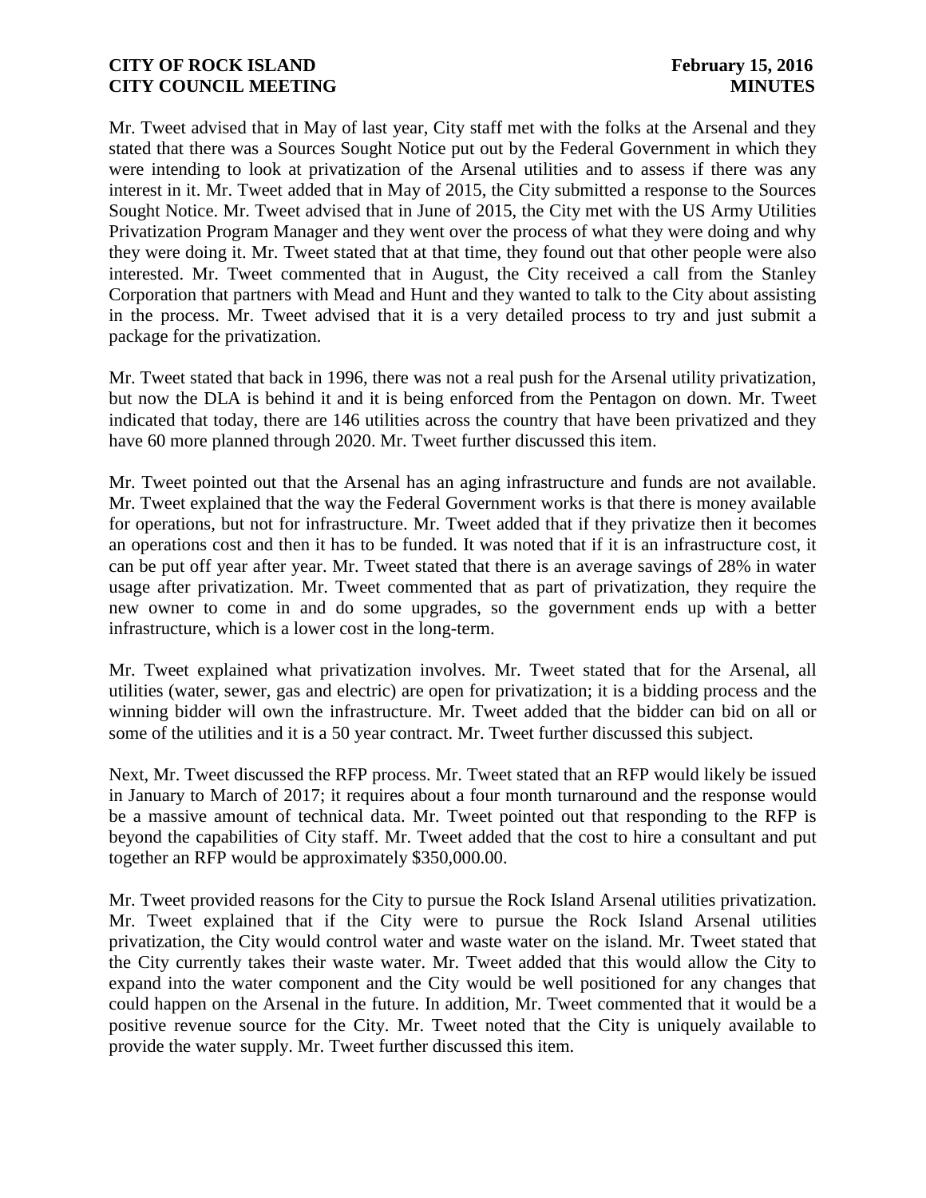Mr. Tweet advised that in May of last year, City staff met with the folks at the Arsenal and they stated that there was a Sources Sought Notice put out by the Federal Government in which they were intending to look at privatization of the Arsenal utilities and to assess if there was any interest in it. Mr. Tweet added that in May of 2015, the City submitted a response to the Sources Sought Notice. Mr. Tweet advised that in June of 2015, the City met with the US Army Utilities Privatization Program Manager and they went over the process of what they were doing and why they were doing it. Mr. Tweet stated that at that time, they found out that other people were also interested. Mr. Tweet commented that in August, the City received a call from the Stanley Corporation that partners with Mead and Hunt and they wanted to talk to the City about assisting in the process. Mr. Tweet advised that it is a very detailed process to try and just submit a package for the privatization.

Mr. Tweet stated that back in 1996, there was not a real push for the Arsenal utility privatization, but now the DLA is behind it and it is being enforced from the Pentagon on down. Mr. Tweet indicated that today, there are 146 utilities across the country that have been privatized and they have 60 more planned through 2020. Mr. Tweet further discussed this item.

Mr. Tweet pointed out that the Arsenal has an aging infrastructure and funds are not available. Mr. Tweet explained that the way the Federal Government works is that there is money available for operations, but not for infrastructure. Mr. Tweet added that if they privatize then it becomes an operations cost and then it has to be funded. It was noted that if it is an infrastructure cost, it can be put off year after year. Mr. Tweet stated that there is an average savings of 28% in water usage after privatization. Mr. Tweet commented that as part of privatization, they require the new owner to come in and do some upgrades, so the government ends up with a better infrastructure, which is a lower cost in the long-term.

Mr. Tweet explained what privatization involves. Mr. Tweet stated that for the Arsenal, all utilities (water, sewer, gas and electric) are open for privatization; it is a bidding process and the winning bidder will own the infrastructure. Mr. Tweet added that the bidder can bid on all or some of the utilities and it is a 50 year contract. Mr. Tweet further discussed this subject.

Next, Mr. Tweet discussed the RFP process. Mr. Tweet stated that an RFP would likely be issued in January to March of 2017; it requires about a four month turnaround and the response would be a massive amount of technical data. Mr. Tweet pointed out that responding to the RFP is beyond the capabilities of City staff. Mr. Tweet added that the cost to hire a consultant and put together an RFP would be approximately $350,000.00.

Mr. Tweet provided reasons for the City to pursue the Rock Island Arsenal utilities privatization. Mr. Tweet explained that if the City were to pursue the Rock Island Arsenal utilities privatization, the City would control water and waste water on the island. Mr. Tweet stated that the City currently takes their waste water. Mr. Tweet added that this would allow the City to expand into the water component and the City would be well positioned for any changes that could happen on the Arsenal in the future. In addition, Mr. Tweet commented that it would be a positive revenue source for the City. Mr. Tweet noted that the City is uniquely available to provide the water supply. Mr. Tweet further discussed this item.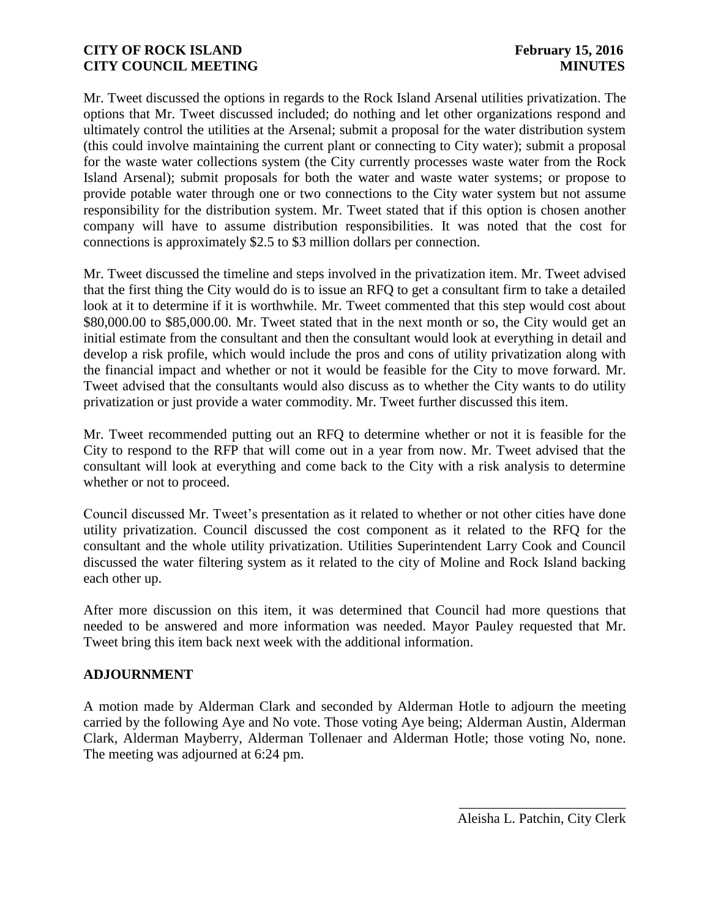Mr. Tweet discussed the options in regards to the Rock Island Arsenal utilities privatization. The options that Mr. Tweet discussed included; do nothing and let other organizations respond and ultimately control the utilities at the Arsenal; submit a proposal for the water distribution system (this could involve maintaining the current plant or connecting to City water); submit a proposal for the waste water collections system (the City currently processes waste water from the Rock Island Arsenal); submit proposals for both the water and waste water systems; or propose to provide potable water through one or two connections to the City water system but not assume responsibility for the distribution system. Mr. Tweet stated that if this option is chosen another company will have to assume distribution responsibilities. It was noted that the cost for connections is approximately $2.5 to $3 million dollars per connection.

Mr. Tweet discussed the timeline and steps involved in the privatization item. Mr. Tweet advised that the first thing the City would do is to issue an RFQ to get a consultant firm to take a detailed look at it to determine if it is worthwhile. Mr. Tweet commented that this step would cost about $80,000.00 to $85,000.00. Mr. Tweet stated that in the next month or so, the City would get an initial estimate from the consultant and then the consultant would look at everything in detail and develop a risk profile, which would include the pros and cons of utility privatization along with the financial impact and whether or not it would be feasible for the City to move forward. Mr. Tweet advised that the consultants would also discuss as to whether the City wants to do utility privatization or just provide a water commodity. Mr. Tweet further discussed this item.

Mr. Tweet recommended putting out an RFQ to determine whether or not it is feasible for the City to respond to the RFP that will come out in a year from now. Mr. Tweet advised that the consultant will look at everything and come back to the City with a risk analysis to determine whether or not to proceed.

Council discussed Mr. Tweet's presentation as it related to whether or not other cities have done utility privatization. Council discussed the cost component as it related to the RFQ for the consultant and the whole utility privatization. Utilities Superintendent Larry Cook and Council discussed the water filtering system as it related to the city of Moline and Rock Island backing each other up.

After more discussion on this item, it was determined that Council had more questions that needed to be answered and more information was needed. Mayor Pauley requested that Mr. Tweet bring this item back next week with the additional information.

## ADJOURNMENT

A motion made by Alderman Clark and seconded by Alderman Hotle to adjourn the meeting carried by the following Aye and No vote. Those voting Aye being; Alderman Austin, Alderman Clark, Alderman Mayberry, Alderman Tollenaer and Alderman Hotle; those voting No, none. The meeting was adjourned at 6:24 pm.

\_\_\_\_\_\_\_\_\_\_\_\_\_\_\_\_\_\_\_\_\_\_\_\_\_

Aleisha L. Patchin, City Clerk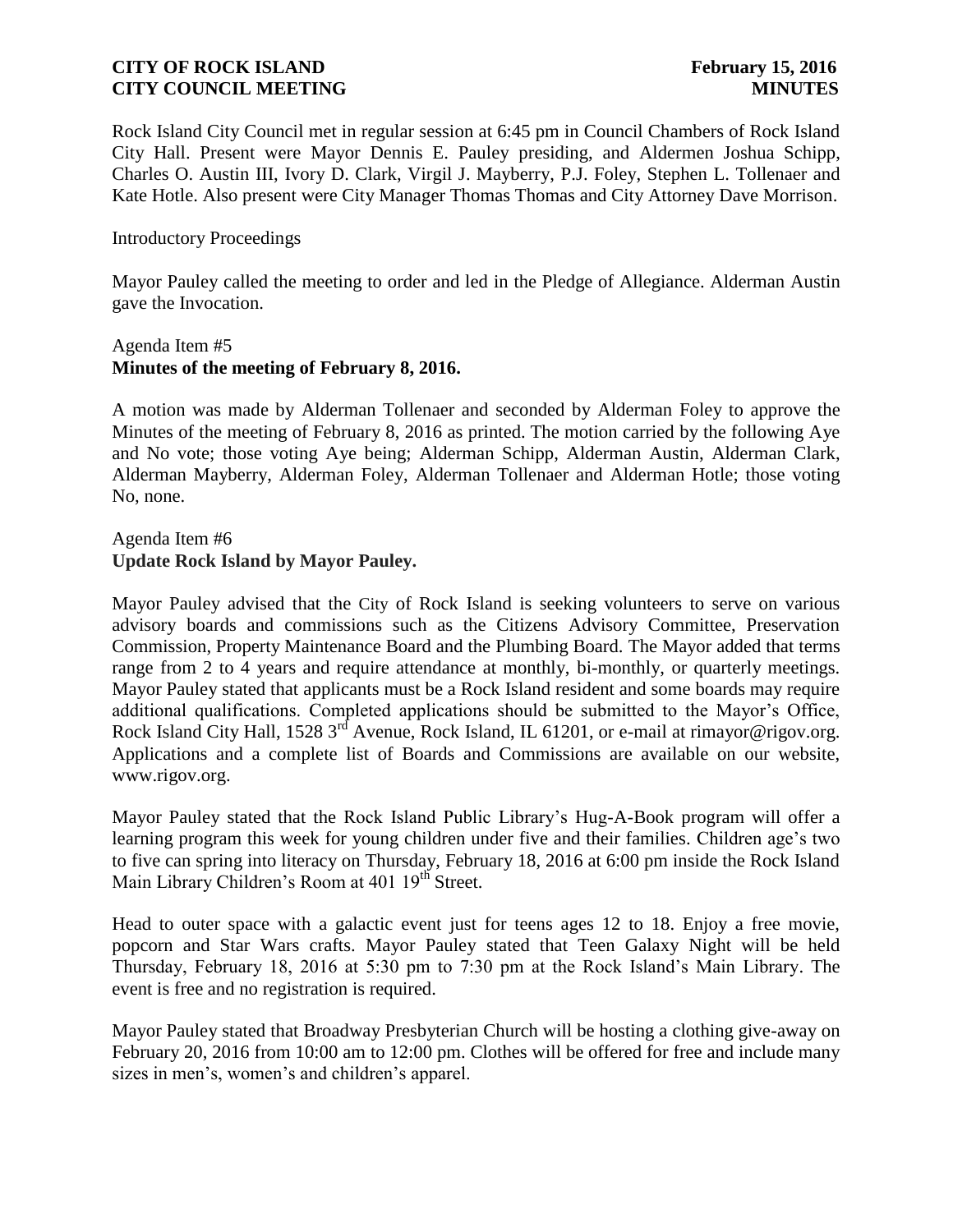Rock Island City Council met in regular session at 6:45 pm in Council Chambers of Rock Island City Hall. Present were Mayor Dennis E. Pauley presiding, and Aldermen Joshua Schipp, Charles O. Austin III, Ivory D. Clark, Virgil J. Mayberry, P.J. Foley, Stephen L. Tollenaer and Kate Hotle. Also present were City Manager Thomas Thomas and City Attorney Dave Morrison.

Introductory Proceedings

Mayor Pauley called the meeting to order and led in the Pledge of Allegiance. Alderman Austin gave the Invocation.

Agenda Item #5
**Minutes of the meeting of February 8, 2016.**

A motion was made by Alderman Tollenaer and seconded by Alderman Foley to approve the Minutes of the meeting of February 8, 2016 as printed. The motion carried by the following Aye and No vote; those voting Aye being; Alderman Schipp, Alderman Austin, Alderman Clark, Alderman Mayberry, Alderman Foley, Alderman Tollenaer and Alderman Hotle; those voting No, none.

Agenda Item #6
**Update Rock Island by Mayor Pauley.**

Mayor Pauley advised that the City of Rock Island is seeking volunteers to serve on various advisory boards and commissions such as the Citizens Advisory Committee, Preservation Commission, Property Maintenance Board and the Plumbing Board. The Mayor added that terms range from 2 to 4 years and require attendance at monthly, bi-monthly, or quarterly meetings. Mayor Pauley stated that applicants must be a Rock Island resident and some boards may require additional qualifications. Completed applications should be submitted to the Mayor's Office, Rock Island City Hall, 1528 3rd Avenue, Rock Island, IL 61201, or e-mail at rimayor@rigov.org. Applications and a complete list of Boards and Commissions are available on our website, www.rigov.org.

Mayor Pauley stated that the Rock Island Public Library's Hug-A-Book program will offer a learning program this week for young children under five and their families. Children age's two to five can spring into literacy on Thursday, February 18, 2016 at 6:00 pm inside the Rock Island Main Library Children's Room at 401 19th Street.

Head to outer space with a galactic event just for teens ages 12 to 18. Enjoy a free movie, popcorn and Star Wars crafts. Mayor Pauley stated that Teen Galaxy Night will be held Thursday, February 18, 2016 at 5:30 pm to 7:30 pm at the Rock Island's Main Library. The event is free and no registration is required.

Mayor Pauley stated that Broadway Presbyterian Church will be hosting a clothing give-away on February 20, 2016 from 10:00 am to 12:00 pm. Clothes will be offered for free and include many sizes in men's, women's and children's apparel.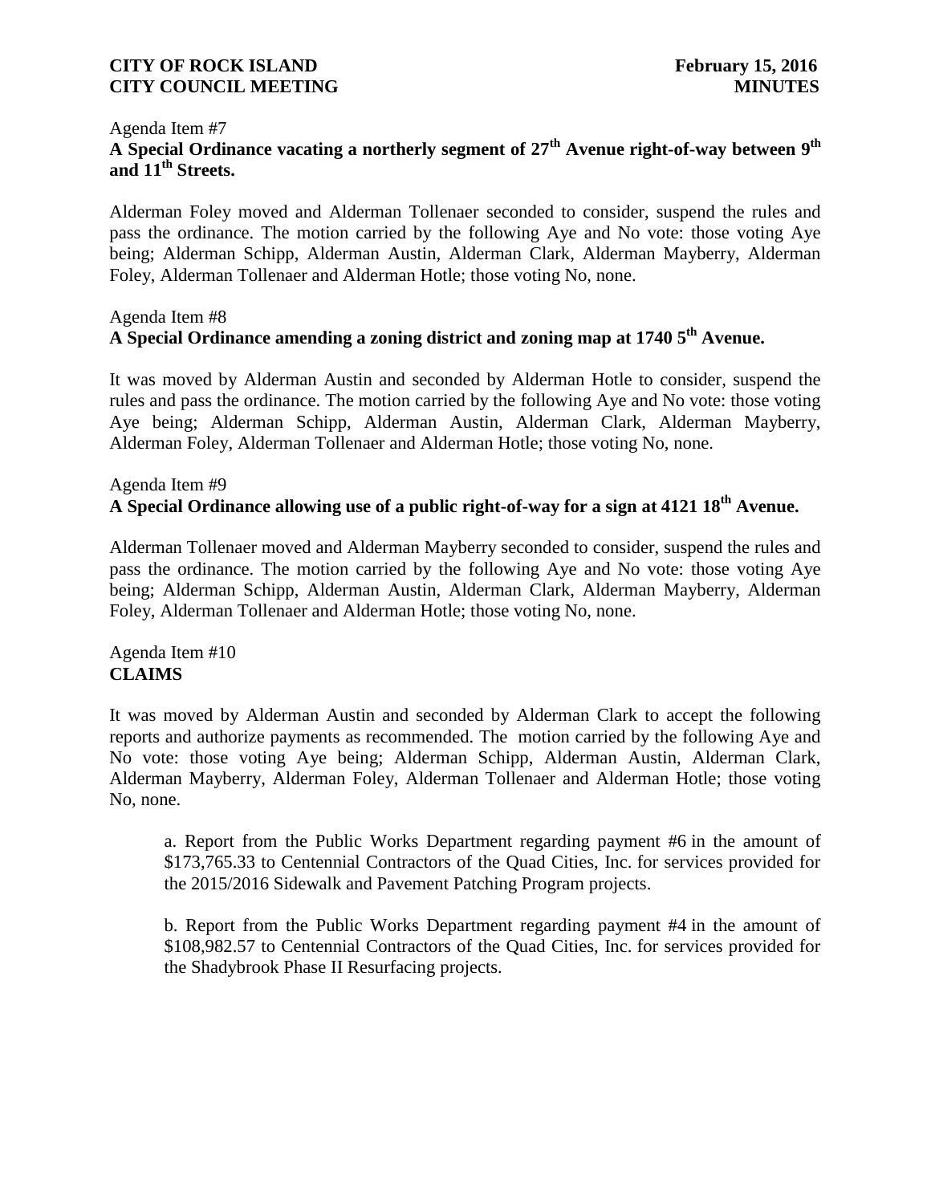Agenda Item #7

**A Special Ordinance vacating a northerly segment of 27th Avenue right-of-way between 9th and 11th Streets.**

Alderman Foley moved and Alderman Tollenaer seconded to consider, suspend the rules and pass the ordinance. The motion carried by the following Aye and No vote: those voting Aye being; Alderman Schipp, Alderman Austin, Alderman Clark, Alderman Mayberry, Alderman Foley, Alderman Tollenaer and Alderman Hotle; those voting No, none.

Agenda Item #8

**A Special Ordinance amending a zoning district and zoning map at 1740 5th Avenue.**

It was moved by Alderman Austin and seconded by Alderman Hotle to consider, suspend the rules and pass the ordinance. The motion carried by the following Aye and No vote: those voting Aye being; Alderman Schipp, Alderman Austin, Alderman Clark, Alderman Mayberry, Alderman Foley, Alderman Tollenaer and Alderman Hotle; those voting No, none.

Agenda Item #9

**A Special Ordinance allowing use of a public right-of-way for a sign at 4121 18th Avenue.**

Alderman Tollenaer moved and Alderman Mayberry seconded to consider, suspend the rules and pass the ordinance. The motion carried by the following Aye and No vote: those voting Aye being; Alderman Schipp, Alderman Austin, Alderman Clark, Alderman Mayberry, Alderman Foley, Alderman Tollenaer and Alderman Hotle; those voting No, none.

Agenda Item #10

**CLAIMS**

It was moved by Alderman Austin and seconded by Alderman Clark to accept the following reports and authorize payments as recommended. The motion carried by the following Aye and No vote: those voting Aye being; Alderman Schipp, Alderman Austin, Alderman Clark, Alderman Mayberry, Alderman Foley, Alderman Tollenaer and Alderman Hotle; those voting No, none.

a. Report from the Public Works Department regarding payment #6 in the amount of $173,765.33 to Centennial Contractors of the Quad Cities, Inc. for services provided for the 2015/2016 Sidewalk and Pavement Patching Program projects.

b. Report from the Public Works Department regarding payment #4 in the amount of $108,982.57 to Centennial Contractors of the Quad Cities, Inc. for services provided for the Shadybrook Phase II Resurfacing projects.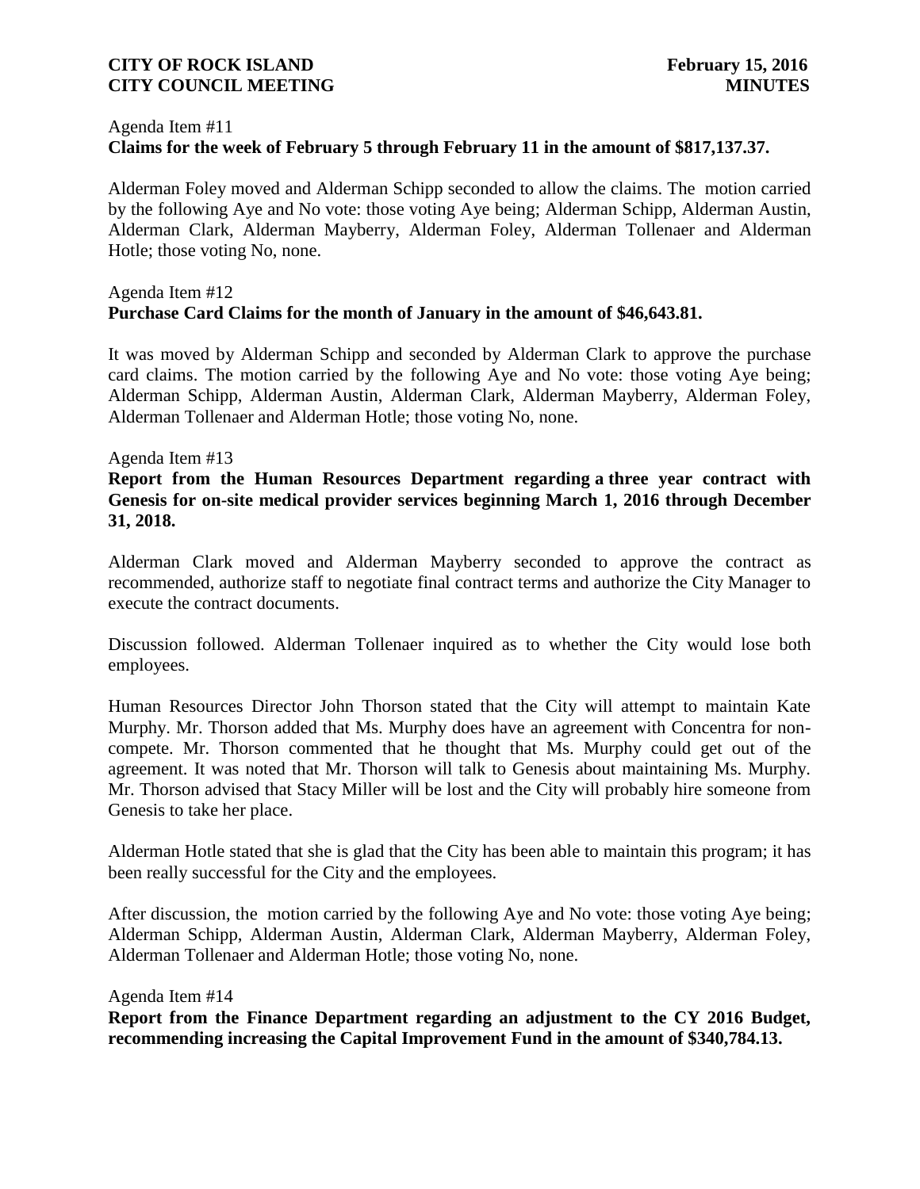Agenda Item #11

**Claims for the week of February 5 through February 11 in the amount of $817,137.37.**

Alderman Foley moved and Alderman Schipp seconded to allow the claims. The motion carried by the following Aye and No vote: those voting Aye being; Alderman Schipp, Alderman Austin, Alderman Clark, Alderman Mayberry, Alderman Foley, Alderman Tollenaer and Alderman Hotle; those voting No, none.

Agenda Item #12

**Purchase Card Claims for the month of January in the amount of $46,643.81.**

It was moved by Alderman Schipp and seconded by Alderman Clark to approve the purchase card claims. The motion carried by the following Aye and No vote: those voting Aye being; Alderman Schipp, Alderman Austin, Alderman Clark, Alderman Mayberry, Alderman Foley, Alderman Tollenaer and Alderman Hotle; those voting No, none.

Agenda Item #13

**Report from the Human Resources Department regarding a three year contract with Genesis for on-site medical provider services beginning March 1, 2016 through December 31, 2018.**

Alderman Clark moved and Alderman Mayberry seconded to approve the contract as recommended, authorize staff to negotiate final contract terms and authorize the City Manager to execute the contract documents.

Discussion followed. Alderman Tollenaer inquired as to whether the City would lose both employees.

Human Resources Director John Thorson stated that the City will attempt to maintain Kate Murphy. Mr. Thorson added that Ms. Murphy does have an agreement with Concentra for non-compete. Mr. Thorson commented that he thought that Ms. Murphy could get out of the agreement. It was noted that Mr. Thorson will talk to Genesis about maintaining Ms. Murphy. Mr. Thorson advised that Stacy Miller will be lost and the City will probably hire someone from Genesis to take her place.

Alderman Hotle stated that she is glad that the City has been able to maintain this program; it has been really successful for the City and the employees.

After discussion, the motion carried by the following Aye and No vote: those voting Aye being; Alderman Schipp, Alderman Austin, Alderman Clark, Alderman Mayberry, Alderman Foley, Alderman Tollenaer and Alderman Hotle; those voting No, none.

Agenda Item #14

**Report from the Finance Department regarding an adjustment to the CY 2016 Budget, recommending increasing the Capital Improvement Fund in the amount of $340,784.13.**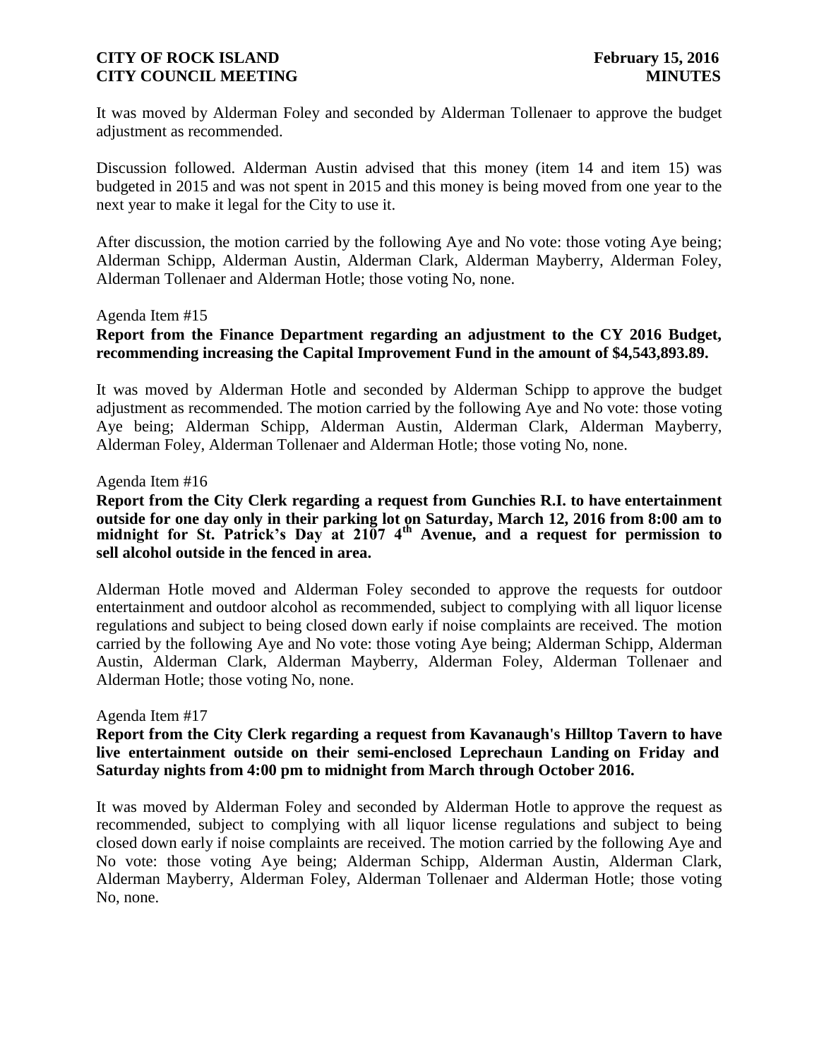It was moved by Alderman Foley and seconded by Alderman Tollenaer to approve the budget adjustment as recommended.

Discussion followed. Alderman Austin advised that this money (item 14 and item 15) was budgeted in 2015 and was not spent in 2015 and this money is being moved from one year to the next year to make it legal for the City to use it.

After discussion, the motion carried by the following Aye and No vote: those voting Aye being; Alderman Schipp, Alderman Austin, Alderman Clark, Alderman Mayberry, Alderman Foley, Alderman Tollenaer and Alderman Hotle; those voting No, none.

Agenda Item #15

**Report from the Finance Department regarding an adjustment to the CY 2016 Budget, recommending increasing the Capital Improvement Fund in the amount of $4,543,893.89.**

It was moved by Alderman Hotle and seconded by Alderman Schipp to approve the budget adjustment as recommended. The motion carried by the following Aye and No vote: those voting Aye being; Alderman Schipp, Alderman Austin, Alderman Clark, Alderman Mayberry, Alderman Foley, Alderman Tollenaer and Alderman Hotle; those voting No, none.

Agenda Item #16

**Report from the City Clerk regarding a request from Gunchies R.I. to have entertainment outside for one day only in their parking lot on Saturday, March 12, 2016 from 8:00 am to midnight for St. Patrick's Day at 2107 4th Avenue, and a request for permission to sell alcohol outside in the fenced in area.**

Alderman Hotle moved and Alderman Foley seconded to approve the requests for outdoor entertainment and outdoor alcohol as recommended, subject to complying with all liquor license regulations and subject to being closed down early if noise complaints are received. The motion carried by the following Aye and No vote: those voting Aye being; Alderman Schipp, Alderman Austin, Alderman Clark, Alderman Mayberry, Alderman Foley, Alderman Tollenaer and Alderman Hotle; those voting No, none.

Agenda Item #17

**Report from the City Clerk regarding a request from Kavanaugh's Hilltop Tavern to have live entertainment outside on their semi-enclosed Leprechaun Landing on Friday and Saturday nights from 4:00 pm to midnight from March through October 2016.**

It was moved by Alderman Foley and seconded by Alderman Hotle to approve the request as recommended, subject to complying with all liquor license regulations and subject to being closed down early if noise complaints are received. The motion carried by the following Aye and No vote: those voting Aye being; Alderman Schipp, Alderman Austin, Alderman Clark, Alderman Mayberry, Alderman Foley, Alderman Tollenaer and Alderman Hotle; those voting No, none.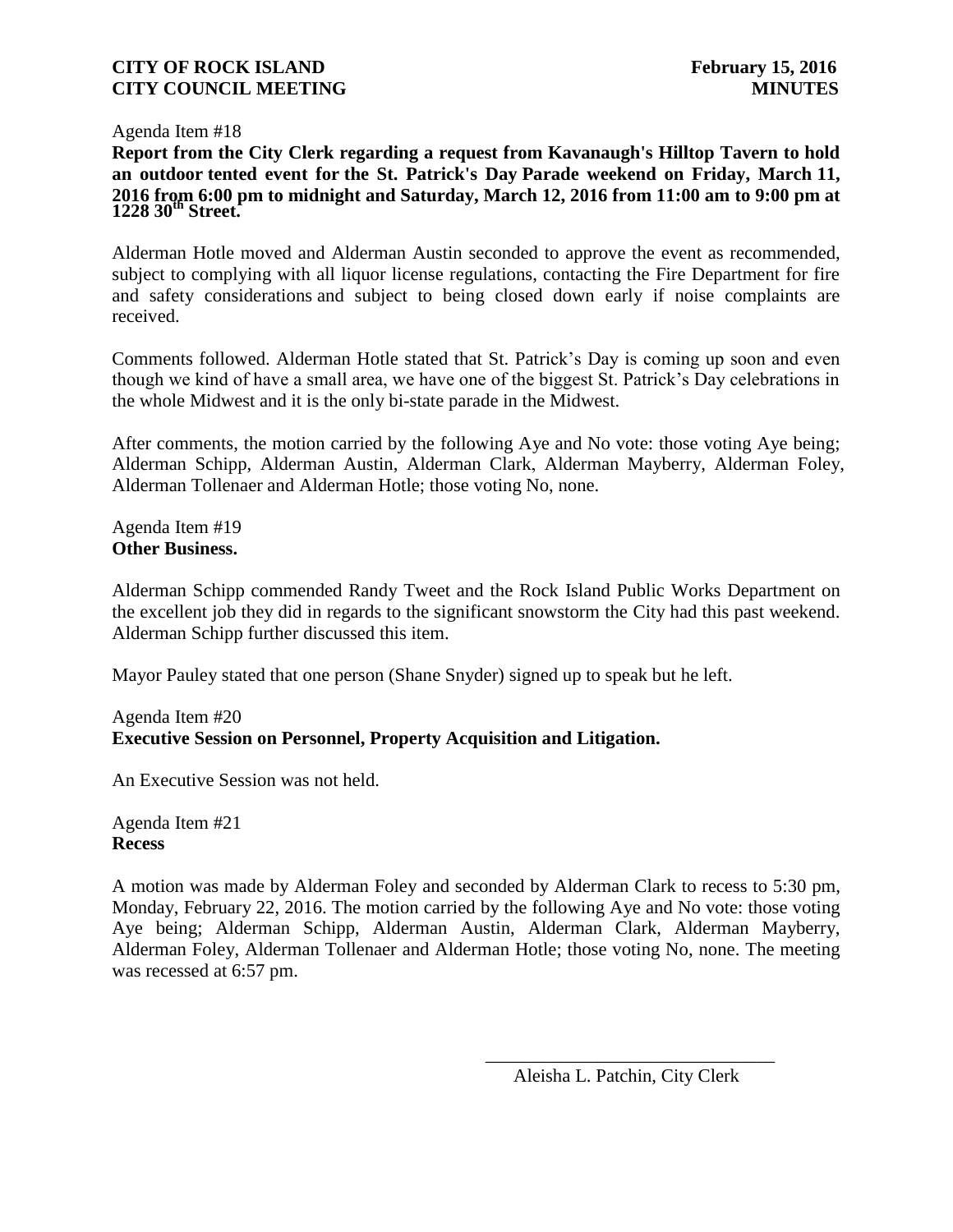Agenda Item #18

**Report from the City Clerk regarding a request from Kavanaugh's Hilltop Tavern to hold an outdoor tented event for the St. Patrick's Day Parade weekend on Friday, March 11, 2016 from 6:00 pm to midnight and Saturday, March 12, 2016 from 11:00 am to 9:00 pm at 1228 30th Street.**

Alderman Hotle moved and Alderman Austin seconded to approve the event as recommended, subject to complying with all liquor license regulations, contacting the Fire Department for fire and safety considerations and subject to being closed down early if noise complaints are received.

Comments followed. Alderman Hotle stated that St. Patrick's Day is coming up soon and even though we kind of have a small area, we have one of the biggest St. Patrick's Day celebrations in the whole Midwest and it is the only bi-state parade in the Midwest.

After comments, the motion carried by the following Aye and No vote: those voting Aye being; Alderman Schipp, Alderman Austin, Alderman Clark, Alderman Mayberry, Alderman Foley, Alderman Tollenaer and Alderman Hotle; those voting No, none.

Agenda Item #19

**Other Business.**

Alderman Schipp commended Randy Tweet and the Rock Island Public Works Department on the excellent job they did in regards to the significant snowstorm the City had this past weekend. Alderman Schipp further discussed this item.

Mayor Pauley stated that one person (Shane Snyder) signed up to speak but he left.

Agenda Item #20

**Executive Session on Personnel, Property Acquisition and Litigation.**

An Executive Session was not held.

Agenda Item #21

**Recess**

A motion was made by Alderman Foley and seconded by Alderman Clark to recess to 5:30 pm, Monday, February 22, 2016. The motion carried by the following Aye and No vote: those voting Aye being; Alderman Schipp, Alderman Austin, Alderman Clark, Alderman Mayberry, Alderman Foley, Alderman Tollenaer and Alderman Hotle; those voting No, none. The meeting was recessed at 6:57 pm.

\_\_\_\_\_\_\_\_\_\_\_\_\_\_\_\_\_\_\_\_\_\_\_\_\_\_\_\_\_\_\_\_

Aleisha L. Patchin, City Clerk